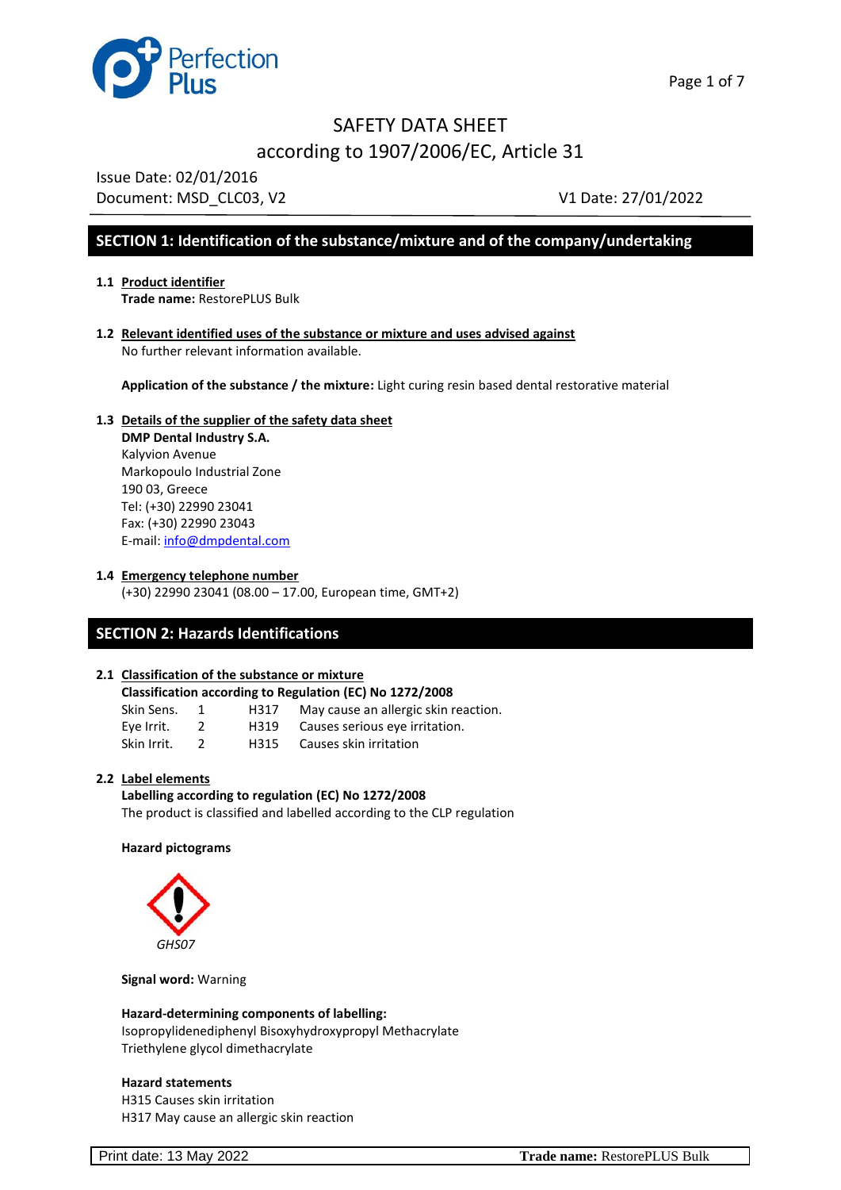# SAFETY DATA SHEET

## according to 1907/2006/EC, Article 31

Issue Date: 02/01/2016

Document: MSD_CLC03, V2 V1 Date: 27/01/2022

## SECTION 1: Identification of the substance/mixture and of the company/undertaking

**1.1 Product identifier**

**Trade name:** RestorePLUS Bulk

**1.2 Relevant identified uses of the substance or mixture and uses advised against**

No further relevant information available.

**Application of the substance / the mixture:** Light curing resin based dental restorative material

**1.3 Details of the supplier of the safety data sheet**

**DMP Dental Industry S.A.**
Kalyvion Avenue
Markopoulo Industrial Zone
190 03, Greece
Tel: (+30) 22990 23041
Fax: (+30) 22990 23043
E-mail: info@dmpdental.com

**1.4 Emergency telephone number**

(+30) 22990 23041 (08.00 – 17.00, European time, GMT+2)

## SECTION 2: Hazards Identifications

**2.1 Classification of the substance or mixture**

**Classification according to Regulation (EC) No 1272/2008**

| | | | |
|---|---|---|---|
| Skin Sens. | 1 | H317 | May cause an allergic skin reaction. |
| Eye Irrit. | 2 | H319 | Causes serious eye irritation. |
| Skin Irrit. | 2 | H315 | Causes skin irritation |

**2.2 Label elements**

**Labelling according to regulation (EC) No 1272/2008**

The product is classified and labelled according to the CLP regulation

**Hazard pictograms**

*GHS07*

**Signal word:** Warning

**Hazard-determining components of labelling:**

Isopropylidenediphenyl Bisoxyhydroxypropyl Methacrylate
Triethylene glycol dimethacrylate

**Hazard statements**

H315 Causes skin irritation
H317 May cause an allergic skin reaction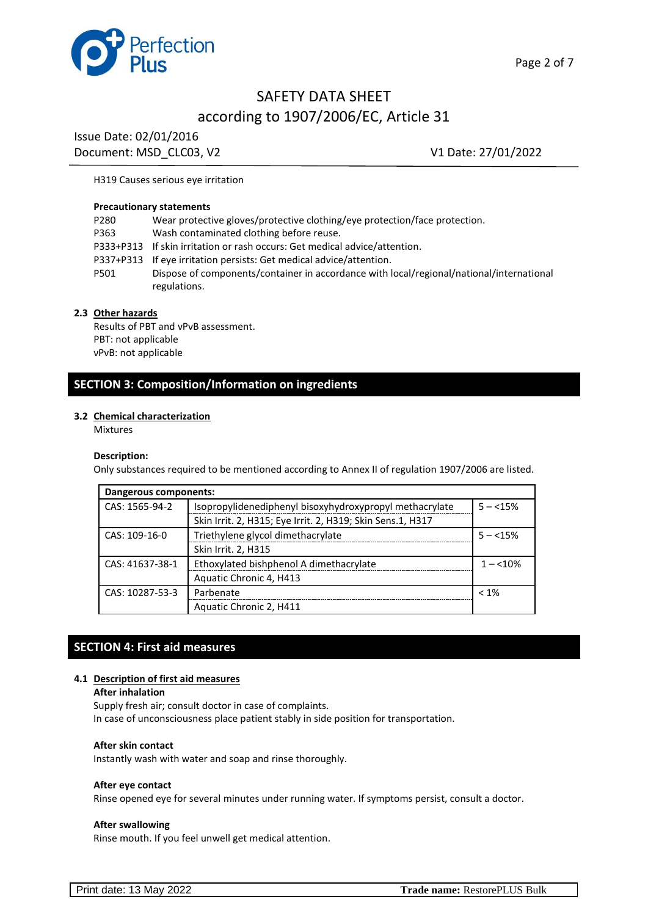H319 Causes serious eye irritation

**Precautionary statements**

| | |
|---|---|
| P280 | Wear protective gloves/protective clothing/eye protection/face protection. |
| P363 | Wash contaminated clothing before reuse. |
| P333+P313 | If skin irritation or rash occurs: Get medical advice/attention. |
| P337+P313 | If eye irritation persists: Get medical advice/attention. |
| P501 | Dispose of components/container in accordance with local/regional/national/international regulations. |

### 2.3 Other hazards

Results of PBT and vPvB assessment.
PBT: not applicable
vPvB: not applicable

## SECTION 3: Composition/Information on ingredients

### 3.2 Chemical characterization

Mixtures

**Description:**
Only substances required to be mentioned according to Annex II of regulation 1907/2006 are listed.

| Dangerous components: | | |
|---|---|---|
| CAS: 1565-94-2 | Isopropylidenediphenyl bisoxyhydroxypropyl methacrylate<br>Skin Irrit. 2, H315; Eye Irrit. 2, H319; Skin Sens.1, H317 | 5 – <15% |
| CAS: 109-16-0 | Triethylene glycol dimethacrylate<br>Skin Irrit. 2, H315 | 5 – <15% |
| CAS: 41637-38-1 | Ethoxylated bishphenol A dimethacrylate<br>Aquatic Chronic 4, H413 | 1 – <10% |
| CAS: 10287-53-3 | Parbenate<br>Aquatic Chronic 2, H411 | < 1% |

## SECTION 4: First aid measures

### 4.1 Description of first aid measures

**After inhalation**
Supply fresh air; consult doctor in case of complaints.
In case of unconsciousness place patient stably in side position for transportation.

**After skin contact**
Instantly wash with water and soap and rinse thoroughly.

**After eye contact**
Rinse opened eye for several minutes under running water. If symptoms persist, consult a doctor.

**After swallowing**
Rinse mouth. If you feel unwell get medical attention.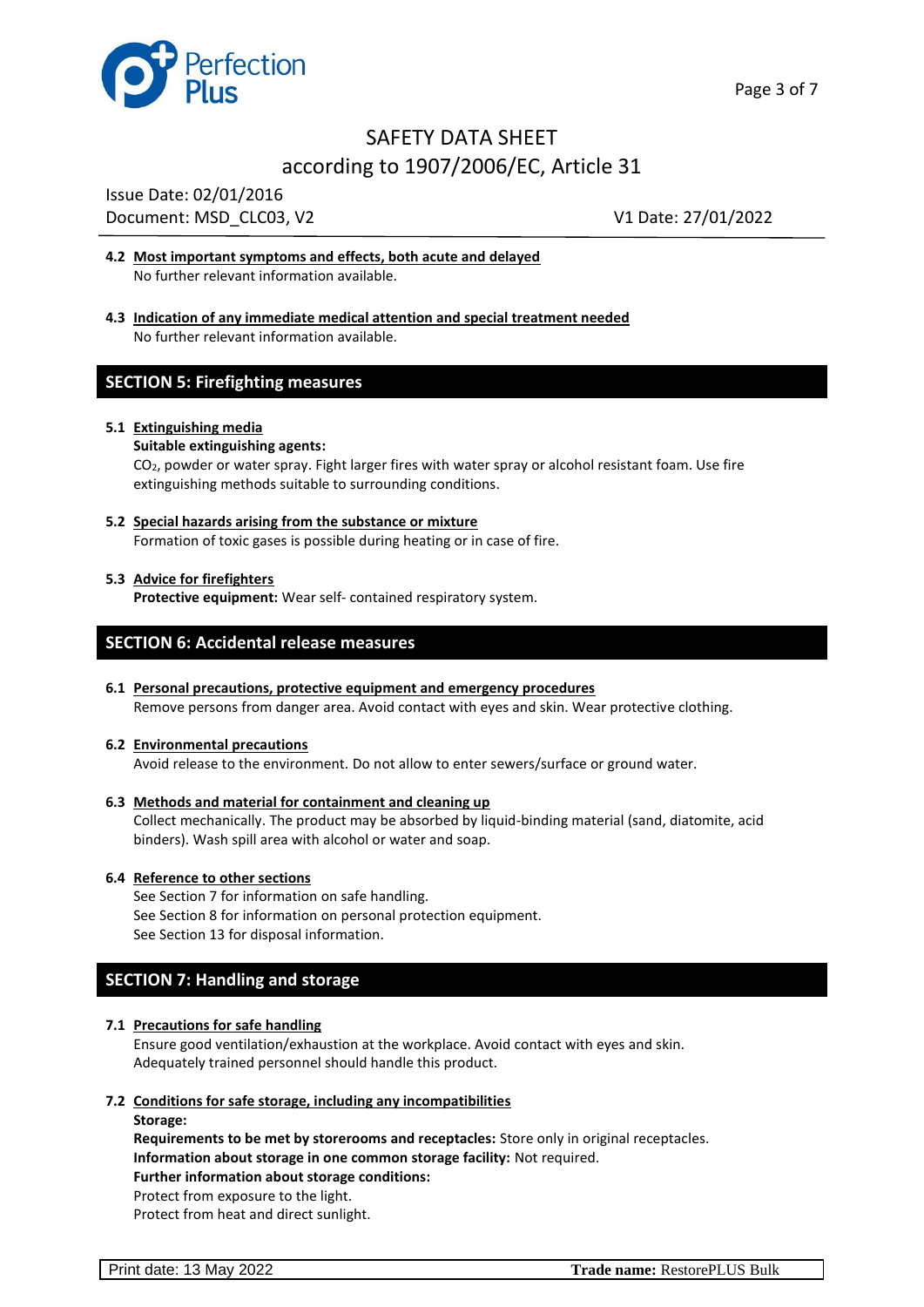**4.2 Most important symptoms and effects, both acute and delayed**

No further relevant information available.

**4.3 Indication of any immediate medical attention and special treatment needed**

No further relevant information available.

## SECTION 5: Firefighting measures

**5.1 Extinguishing media**

**Suitable extinguishing agents:**

$CO_2$, powder or water spray. Fight larger fires with water spray or alcohol resistant foam. Use fire extinguishing methods suitable to surrounding conditions.

**5.2 Special hazards arising from the substance or mixture**

Formation of toxic gases is possible during heating or in case of fire.

**5.3 Advice for firefighters**

**Protective equipment:** Wear self- contained respiratory system.

## SECTION 6: Accidental release measures

**6.1 Personal precautions, protective equipment and emergency procedures**

Remove persons from danger area. Avoid contact with eyes and skin. Wear protective clothing.

**6.2 Environmental precautions**

Avoid release to the environment. Do not allow to enter sewers/surface or ground water.

**6.3 Methods and material for containment and cleaning up**

Collect mechanically. The product may be absorbed by liquid-binding material (sand, diatomite, acid binders). Wash spill area with alcohol or water and soap.

**6.4 Reference to other sections**

See Section 7 for information on safe handling.
See Section 8 for information on personal protection equipment.
See Section 13 for disposal information.

## SECTION 7: Handling and storage

**7.1 Precautions for safe handling**

Ensure good ventilation/exhaustion at the workplace. Avoid contact with eyes and skin.
Adequately trained personnel should handle this product.

**7.2 Conditions for safe storage, including any incompatibilities**

**Storage:**

**Requirements to be met by storerooms and receptacles:** Store only in original receptacles.
**Information about storage in one common storage facility:** Not required.
**Further information about storage conditions:**
Protect from exposure to the light.
Protect from heat and direct sunlight.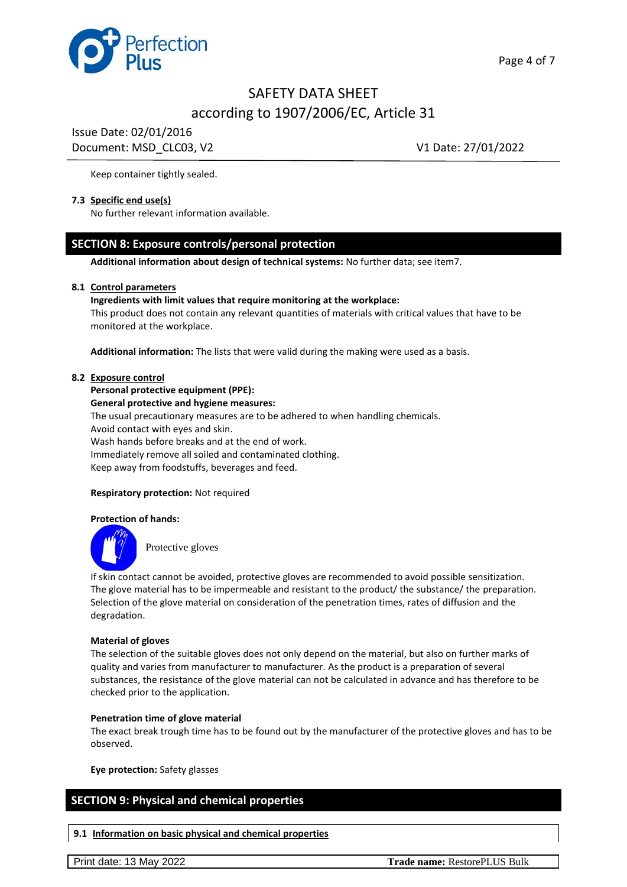Keep container tightly sealed.

**7.3 Specific end use(s)**

No further relevant information available.

## SECTION 8: Exposure controls/personal protection

**Additional information about design of technical systems:** No further data; see item7.

**8.1 Control parameters**

**Ingredients with limit values that require monitoring at the workplace:**
This product does not contain any relevant quantities of materials with critical values that have to be monitored at the workplace.

**Additional information:** The lists that were valid during the making were used as a basis.

**8.2 Exposure control**

**Personal protective equipment (PPE):**
**General protective and hygiene measures:**
The usual precautionary measures are to be adhered to when handling chemicals.
Avoid contact with eyes and skin.
Wash hands before breaks and at the end of work.
Immediately remove all soiled and contaminated clothing.
Keep away from foodstuffs, beverages and feed.

**Respiratory protection:** Not required

**Protection of hands:**

Protective gloves

If skin contact cannot be avoided, protective gloves are recommended to avoid possible sensitization.
The glove material has to be impermeable and resistant to the product/ the substance/ the preparation.
Selection of the glove material on consideration of the penetration times, rates of diffusion and the degradation.

**Material of gloves**
The selection of the suitable gloves does not only depend on the material, but also on further marks of quality and varies from manufacturer to manufacturer. As the product is a preparation of several substances, the resistance of the glove material can not be calculated in advance and has therefore to be checked prior to the application.

**Penetration time of glove material**
The exact break trough time has to be found out by the manufacturer of the protective gloves and has to be observed.

**Eye protection:** Safety glasses

## SECTION 9: Physical and chemical properties

**9.1 Information on basic physical and chemical properties**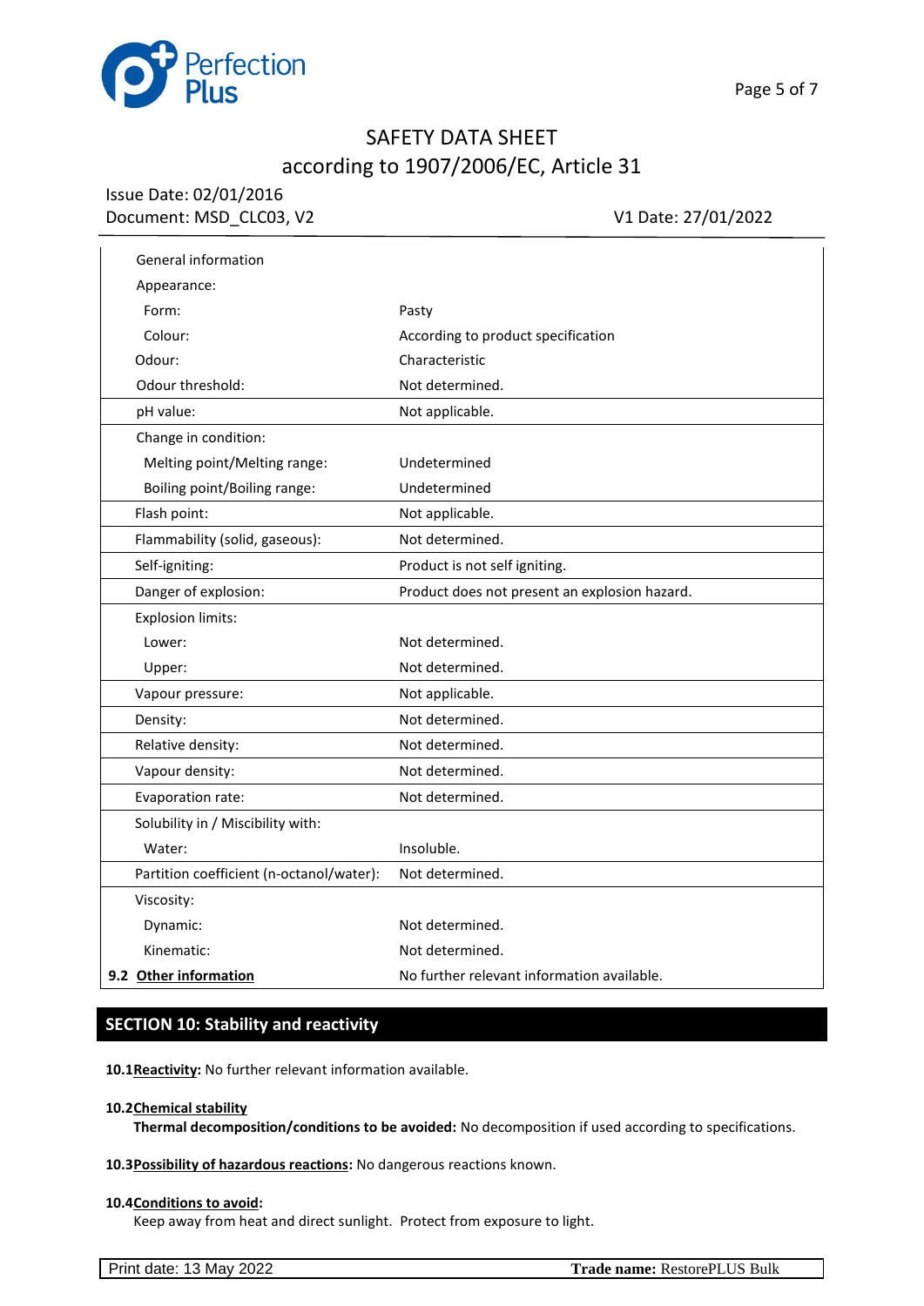| | |
|---|---|
| General information | |
| Appearance: | |
| Form: | Pasty |
| Colour: | According to product specification |
| Odour: | Characteristic |
| Odour threshold: | Not determined. |
| pH value: | Not applicable. |
| Change in condition: | |
| Melting point/Melting range: | Undetermined |
| Boiling point/Boiling range: | Undetermined |
| Flash point: | Not applicable. |
| Flammability (solid, gaseous): | Not determined. |
| Self-igniting: | Product is not self igniting. |
| Danger of explosion: | Product does not present an explosion hazard. |
| Explosion limits: | |
| Lower: | Not determined. |
| Upper: | Not determined. |
| Vapour pressure: | Not applicable. |
| Density: | Not determined. |
| Relative density: | Not determined. |
| Vapour density: | Not determined. |
| Evaporation rate: | Not determined. |
| Solubility in / Miscibility with: | |
| Water: | Insoluble. |
| Partition coefficient (n-octanol/water): | Not determined. |
| Viscosity: | |
| Dynamic: | Not determined. |
| Kinematic: | Not determined. |
| **9.2 Other information** | No further relevant information available. |

## SECTION 10: Stability and reactivity

**10.1 Reactivity:** No further relevant information available.

**10.2 Chemical stability**

**Thermal decomposition/conditions to be avoided:** No decomposition if used according to specifications.

**10.3 Possibility of hazardous reactions:** No dangerous reactions known.

**10.4 Conditions to avoid:**

Keep away from heat and direct sunlight. Protect from exposure to light.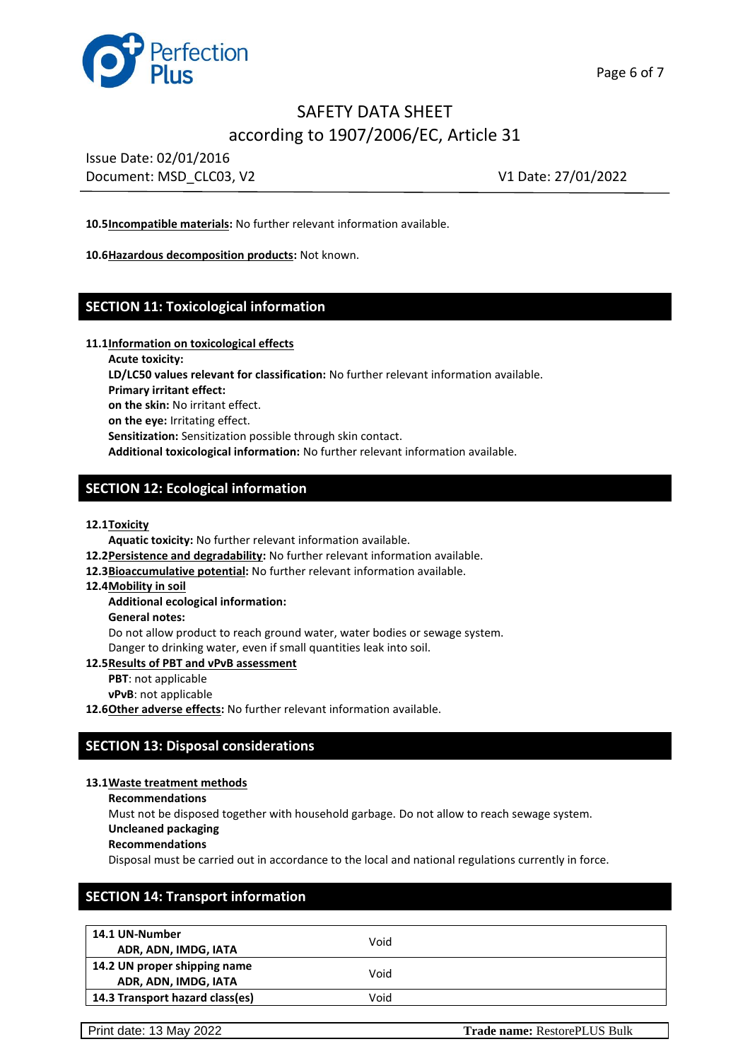**10.5 Incompatible materials:** No further relevant information available.

**10.6 Hazardous decomposition products:** Not known.

## SECTION 11: Toxicological information

**11.1 Information on toxicological effects**

**Acute toxicity:**

**LD/LC50 values relevant for classification:** No further relevant information available.

**Primary irritant effect:**

**on the skin:** No irritant effect.

**on the eye:** Irritating effect.

**Sensitization:** Sensitization possible through skin contact.

**Additional toxicological information:** No further relevant information available.

## SECTION 12: Ecological information

**12.1 Toxicity**

**Aquatic toxicity:** No further relevant information available.

**12.2 Persistence and degradability:** No further relevant information available.

**12.3 Bioaccumulative potential:** No further relevant information available.

**12.4 Mobility in soil**

**Additional ecological information:**

**General notes:**

Do not allow product to reach ground water, water bodies or sewage system.

Danger to drinking water, even if small quantities leak into soil.

**12.5 Results of PBT and vPvB assessment**

**PBT**: not applicable

**vPvB**: not applicable

**12.6 Other adverse effects:** No further relevant information available.

## SECTION 13: Disposal considerations

**13.1 Waste treatment methods**

**Recommendations**

Must not be disposed together with household garbage. Do not allow to reach sewage system.

**Uncleaned packaging**

**Recommendations**

Disposal must be carried out in accordance to the local and national regulations currently in force.

## SECTION 14: Transport information

| | |
|---|---|
| **14.1 UN-Number** **ADR, ADN, IMDG, IATA** | Void |
| **14.2 UN proper shipping name** **ADR, ADN, IMDG, IATA** | Void |
| **14.3 Transport hazard class(es)** | Void |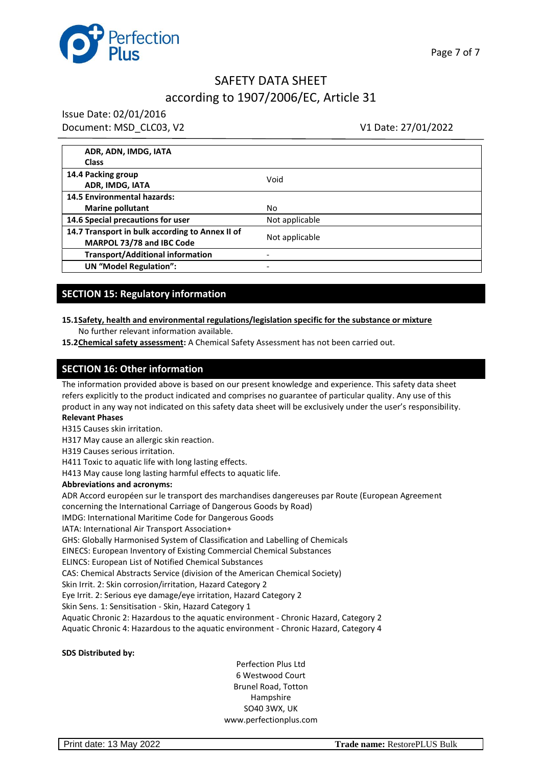| | |
|---|---|
| **ADR, ADN, IMDG, IATA Class** | |
| **14.4 Packing group ADR, IMDG, IATA** | Void |
| **14.5 Environmental hazards: Marine pollutant** | No |
| **14.6 Special precautions for user** | Not applicable |
| **14.7 Transport in bulk according to Annex II of MARPOL 73/78 and IBC Code** | Not applicable |
| **Transport/Additional information** | - |
| **UN "Model Regulation":** | - |

## SECTION 15: Regulatory information

**15.1<u>Safety, health and environmental regulations/legislation specific for the substance or mixture</u>**

No further relevant information available.

**15.2<u>Chemical safety assessment</u>:** A Chemical Safety Assessment has not been carried out.

## SECTION 16: Other information

The information provided above is based on our present knowledge and experience. This safety data sheet refers explicitly to the product indicated and comprises no guarantee of particular quality. Any use of this product in any way not indicated on this safety data sheet will be exclusively under the user's responsibility.

**Relevant Phases**

H315 Causes skin irritation.
H317 May cause an allergic skin reaction.
H319 Causes serious irritation.
H411 Toxic to aquatic life with long lasting effects.
H413 May cause long lasting harmful effects to aquatic life.

**Abbreviations and acronyms:**

ADR Accord européen sur le transport des marchandises dangereuses par Route (European Agreement concerning the International Carriage of Dangerous Goods by Road)
IMDG: International Maritime Code for Dangerous Goods
IATA: International Air Transport Association+
GHS: Globally Harmonised System of Classification and Labelling of Chemicals
EINECS: European Inventory of Existing Commercial Chemical Substances
ELINCS: European List of Notified Chemical Substances
CAS: Chemical Abstracts Service (division of the American Chemical Society)
Skin Irrit. 2: Skin corrosion/irritation, Hazard Category 2
Eye Irrit. 2: Serious eye damage/eye irritation, Hazard Category 2
Skin Sens. 1: Sensitisation - Skin, Hazard Category 1
Aquatic Chronic 2: Hazardous to the aquatic environment - Chronic Hazard, Category 2
Aquatic Chronic 4: Hazardous to the aquatic environment - Chronic Hazard, Category 4

**SDS Distributed by:**

Perfection Plus Ltd
6 Westwood Court
Brunel Road, Totton
Hampshire
SO40 3WX, UK
www.perfectionplus.com

Print date: 13 May 2022 **Trade name:** RestorePLUS Bulk